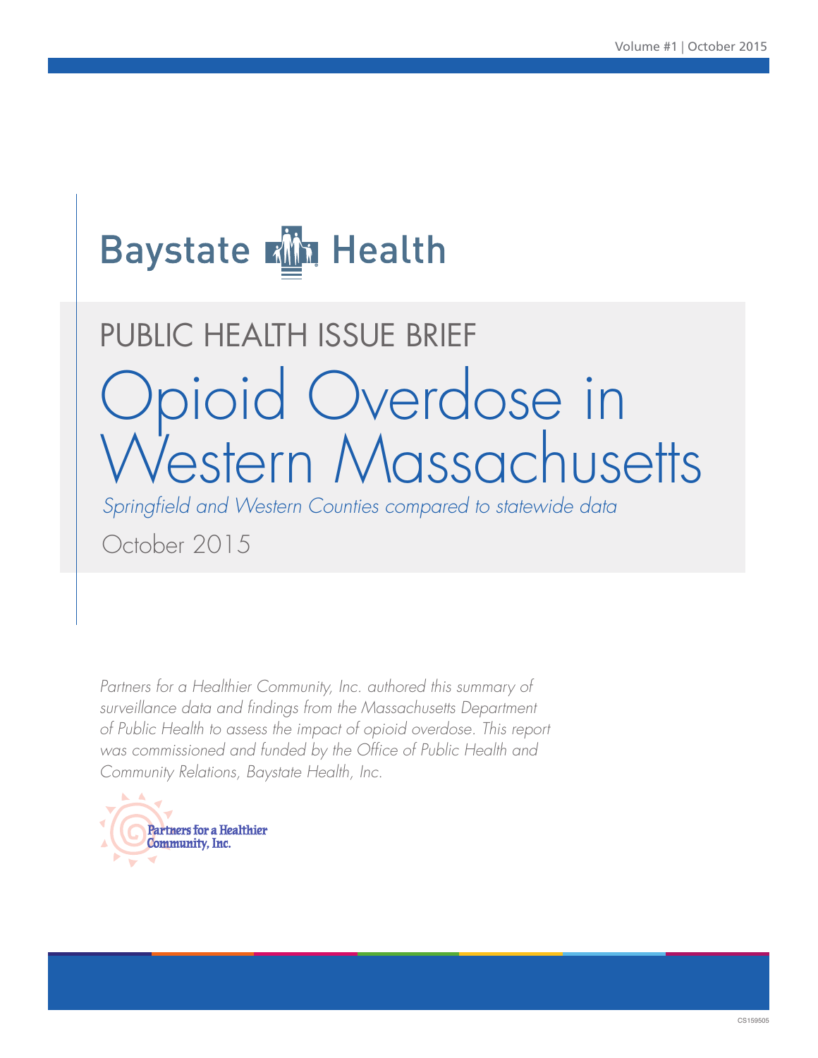Volume #1 | October 2015

Baystate Health

PUBLIC HEALTH ISSUE BRIEF

# Opioid Overdose in Western Massachusetts

*Springfield and Western Counties compared to statewide data*

October 2015

*Partners for a Healthier Community, Inc. authored this summary of surveillance data and findings from the Massachusetts Department of Public Health to assess the impact of opioid overdose. This report was commissioned and funded by the Office of Public Health and Community Relations, Baystate Health, Inc.*

Partners for a Healthier Community, Inc.

CS159505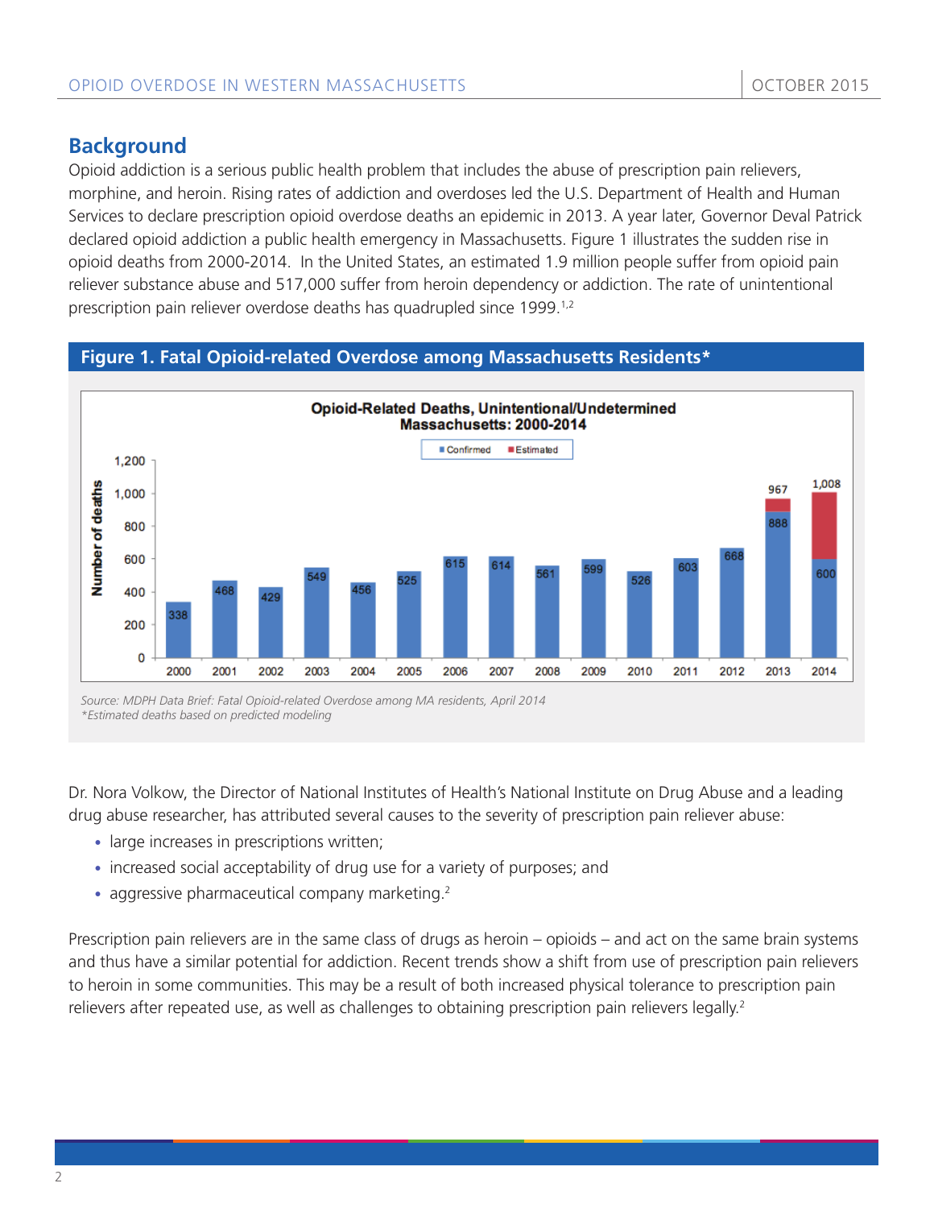## Background

Opioid addiction is a serious public health problem that includes the abuse of prescription pain relievers, morphine, and heroin. Rising rates of addiction and overdoses led the U.S. Department of Health and Human Services to declare prescription opioid overdose deaths an epidemic in 2013. A year later, Governor Deval Patrick declared opioid addiction a public health emergency in Massachusetts. Figure 1 illustrates the sudden rise in opioid deaths from 2000-2014. In the United States, an estimated 1.9 million people suffer from opioid pain reliever substance abuse and 517,000 suffer from heroin dependency or addiction. The rate of unintentional prescription pain reliever overdose deaths has quadrupled since 1999.[1,2]

### Figure 1. Fatal Opioid-related Overdose among Massachusetts Residents*

**Opioid-Related Deaths, Unintentional/Undetermined Massachusetts: 2000-2014**

| Year | Confirmed | Estimated (total) |
|---|---|---|
| 2000 | 338 | |
| 2001 | 468 | |
| 2002 | 429 | |
| 2003 | 549 | |
| 2004 | 456 | |
| 2005 | 525 | |
| 2006 | 615 | |
| 2007 | 614 | |
| 2008 | 561 | |
| 2009 | 599 | |
| 2010 | 526 | |
| 2011 | 603 | |
| 2012 | 668 | |
| 2013 | 888 | 967 |
| 2014 | 600 | 1,008 |

*Source: MDPH Data Brief: Fatal Opioid-related Overdose among MA residents, April 2014*
*\*Estimated deaths based on predicted modeling*

Dr. Nora Volkow, the Director of National Institutes of Health's National Institute on Drug Abuse and a leading drug abuse researcher, has attributed several causes to the severity of prescription pain reliever abuse:

- large increases in prescriptions written;
- increased social acceptability of drug use for a variety of purposes; and
- aggressive pharmaceutical company marketing.[2]

Prescription pain relievers are in the same class of drugs as heroin – opioids – and act on the same brain systems and thus have a similar potential for addiction. Recent trends show a shift from use of prescription pain relievers to heroin in some communities. This may be a result of both increased physical tolerance to prescription pain relievers after repeated use, as well as challenges to obtaining prescription pain relievers legally.[2]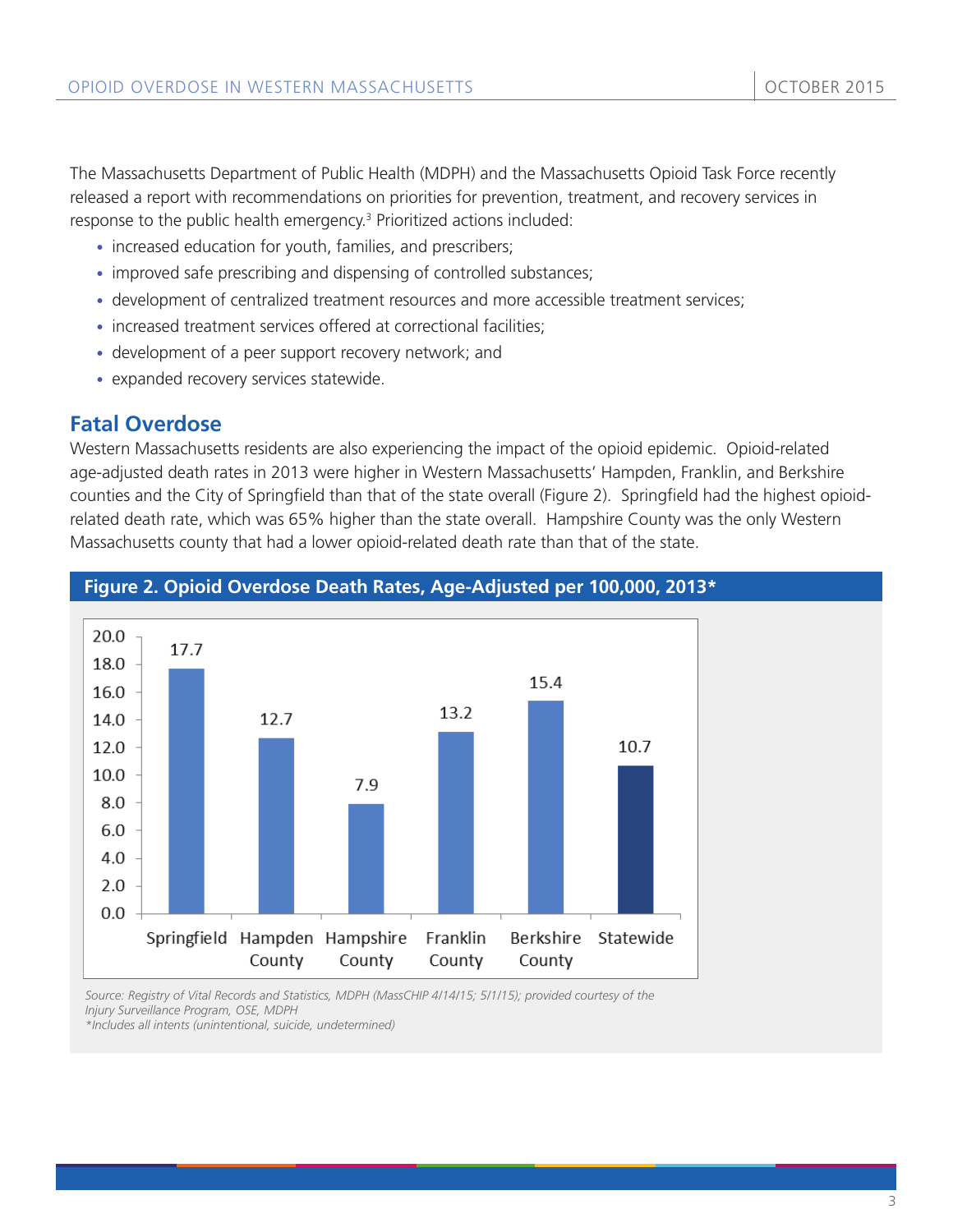The Massachusetts Department of Public Health (MDPH) and the Massachusetts Opioid Task Force recently released a report with recommendations on priorities for prevention, treatment, and recovery services in response to the public health emergency.[3] Prioritized actions included:

- increased education for youth, families, and prescribers;
- improved safe prescribing and dispensing of controlled substances;
- development of centralized treatment resources and more accessible treatment services;
- increased treatment services offered at correctional facilities;
- development of a peer support recovery network; and
- expanded recovery services statewide.

## Fatal Overdose

Western Massachusetts residents are also experiencing the impact of the opioid epidemic. Opioid-related age-adjusted death rates in 2013 were higher in Western Massachusetts' Hampden, Franklin, and Berkshire counties and the City of Springfield than that of the state overall (Figure 2). Springfield had the highest opioid-related death rate, which was 65% higher than the state overall. Hampshire County was the only Western Massachusetts county that had a lower opioid-related death rate than that of the state.

**Figure 2. Opioid Overdose Death Rates, Age-Adjusted per 100,000, 2013***

| Location | Rate |
| --- | --- |
| Springfield | 17.7 |
| Hampden County | 12.7 |
| Hampshire County | 7.9 |
| Franklin County | 13.2 |
| Berkshire County | 15.4 |
| Statewide | 10.7 |

*Source: Registry of Vital Records and Statistics, MDPH (MassCHIP 4/14/15; 5/1/15); provided courtesy of the Injury Surveillance Program, OSE, MDPH*

*\*Includes all intents (unintentional, suicide, undetermined)*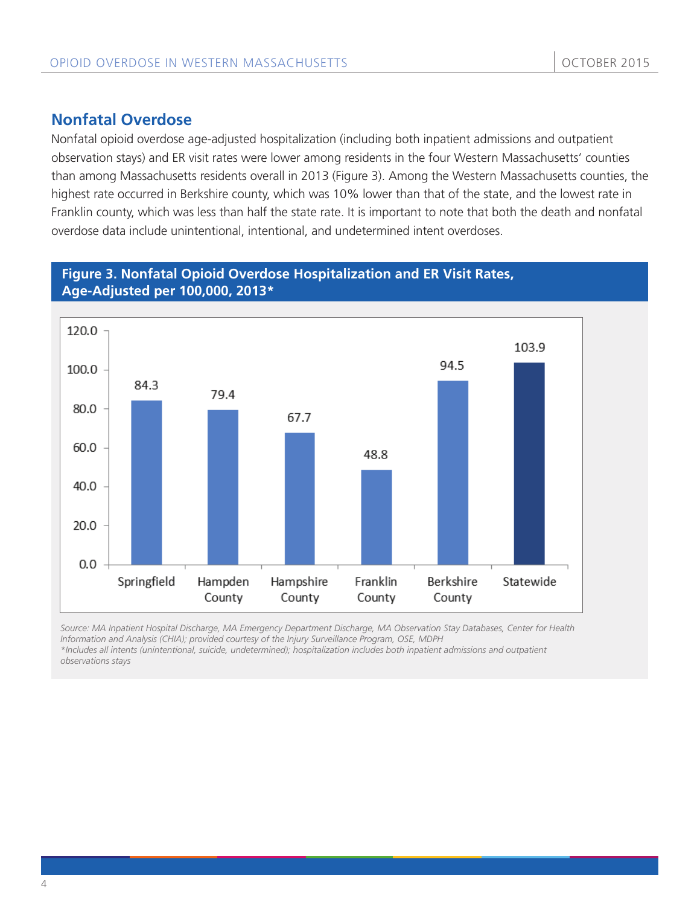## Nonfatal Overdose

Nonfatal opioid overdose age-adjusted hospitalization (including both inpatient admissions and outpatient observation stays) and ER visit rates were lower among residents in the four Western Massachusetts' counties than among Massachusetts residents overall in 2013 (Figure 3). Among the Western Massachusetts counties, the highest rate occurred in Berkshire county, which was 10% lower than that of the state, and the lowest rate in Franklin county, which was less than half the state rate. It is important to note that both the death and nonfatal overdose data include unintentional, intentional, and undetermined intent overdoses.

**Figure 3. Nonfatal Opioid Overdose Hospitalization and ER Visit Rates, Age-Adjusted per 100,000, 2013***

| Area | Rate |
|---|---|
| Springfield | 84.3 |
| Hampden County | 79.4 |
| Hampshire County | 67.7 |
| Franklin County | 48.8 |
| Berkshire County | 94.5 |
| Statewide | 103.9 |

*Source: MA Inpatient Hospital Discharge, MA Emergency Department Discharge, MA Observation Stay Databases, Center for Health Information and Analysis (CHIA); provided courtesy of the Injury Surveillance Program, OSE, MDPH*

**Includes all intents (unintentional, suicide, undetermined); hospitalization includes both inpatient admissions and outpatient observations stays*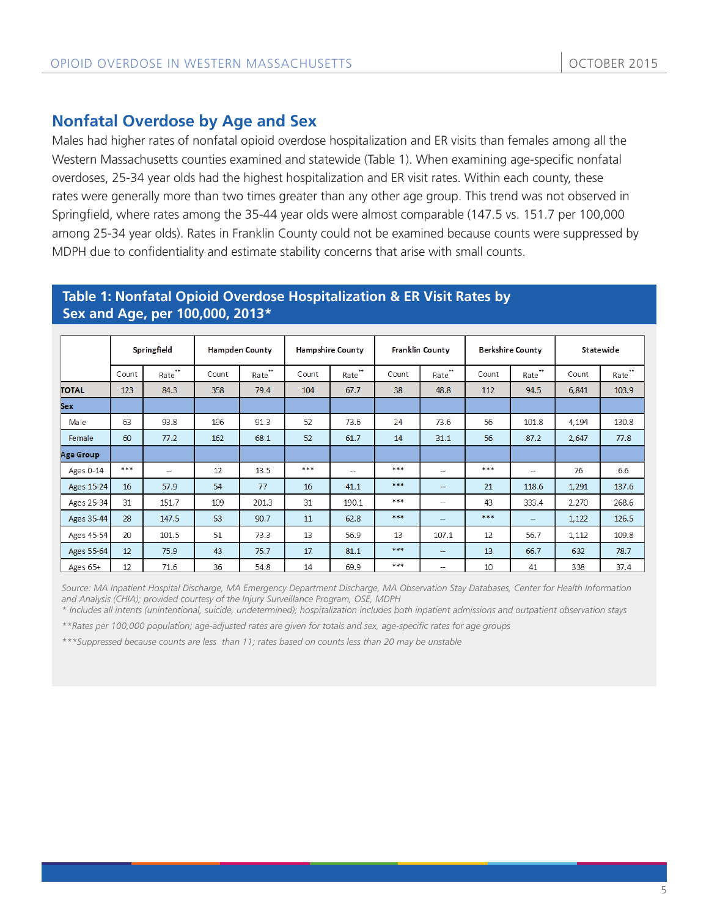## Nonfatal Overdose by Age and Sex

Males had higher rates of nonfatal opioid overdose hospitalization and ER visits than females among all the Western Massachusetts counties examined and statewide (Table 1). When examining age-specific nonfatal overdoses, 25-34 year olds had the highest hospitalization and ER visit rates. Within each county, these rates were generally more than two times greater than any other age group. This trend was not observed in Springfield, where rates among the 35-44 year olds were almost comparable (147.5 vs. 151.7 per 100,000 among 25-34 year olds). Rates in Franklin County could not be examined because counts were suppressed by MDPH due to confidentiality and estimate stability concerns that arise with small counts.

### Table 1: Nonfatal Opioid Overdose Hospitalization & ER Visit Rates by Sex and Age, per 100,000, 2013*

| | Springfield | | Hampden County | | Hampshire County | | Franklin County | | Berkshire County | | Statewide | |
|---|---|---|---|---|---|---|---|---|---|---|---|---|
| | Count | Rate** | Count | Rate** | Count | Rate** | Count | Rate** | Count | Rate** | Count | Rate** |
| **TOTAL** | 123 | 84.3 | 358 | 79.4 | 104 | 67.7 | 38 | 48.8 | 112 | 94.5 | 6,841 | 103.9 |
| **Sex** | | | | | | | | | | | | |
| Male | 63 | 93.8 | 196 | 91.3 | 52 | 73.6 | 24 | 73.6 | 56 | 101.8 | 4,194 | 130.8 |
| Female | 60 | 77.2 | 162 | 68.1 | 52 | 61.7 | 14 | 31.1 | 56 | 87.2 | 2,647 | 77.8 |
| **Age Group** | | | | | | | | | | | | |
| Ages 0-14 | *** | -- | 12 | 13.5 | *** | -- | *** | -- | *** | -- | 76 | 6.6 |
| Ages 15-24 | 16 | 57.9 | 54 | 77 | 16 | 41.1 | *** | -- | 21 | 118.6 | 1,291 | 137.6 |
| Ages 25-34 | 31 | 151.7 | 109 | 201.3 | 31 | 190.1 | *** | -- | 43 | 333.4 | 2,270 | 268.6 |
| Ages 35-44 | 28 | 147.5 | 53 | 90.7 | 11 | 62.8 | *** | -- | *** | -- | 1,122 | 126.5 |
| Ages 45-54 | 20 | 101.5 | 51 | 73.3 | 13 | 56.9 | 13 | 107.1 | 12 | 56.7 | 1,112 | 109.8 |
| Ages 55-64 | 12 | 75.9 | 43 | 75.7 | 17 | 81.1 | *** | -- | 13 | 66.7 | 632 | 78.7 |
| Ages 65+ | 12 | 71.6 | 36 | 54.8 | 14 | 69.9 | *** | -- | 10 | 41 | 338 | 37.4 |

*Source: MA Inpatient Hospital Discharge, MA Emergency Department Discharge, MA Observation Stay Databases, Center for Health Information and Analysis (CHIA); provided courtesy of the Injury Surveillance Program, OSE, MDPH*

*\* Includes all intents (unintentional, suicide, undetermined); hospitalization includes both inpatient admissions and outpatient observation stays*

*\*\*Rates per 100,000 population; age-adjusted rates are given for totals and sex, age-specific rates for age groups*

*\*\*\*Suppressed because counts are less than 11; rates based on counts less than 20 may be unstable*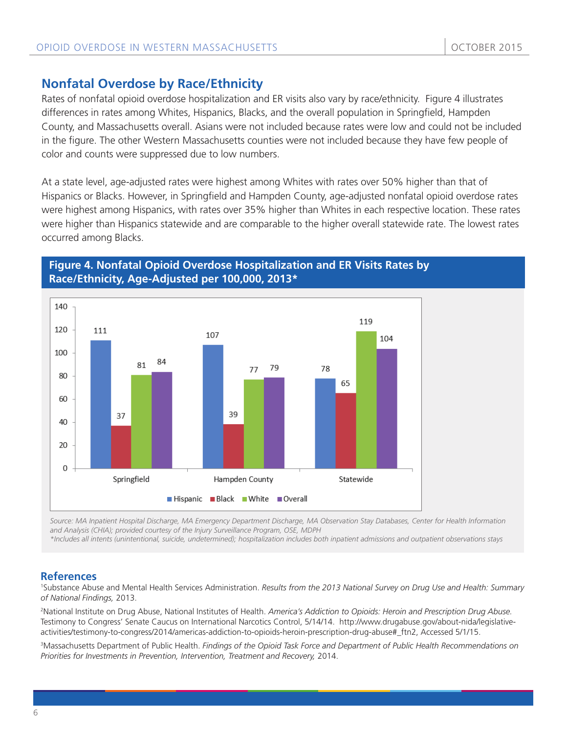## Nonfatal Overdose by Race/Ethnicity

Rates of nonfatal opioid overdose hospitalization and ER visits also vary by race/ethnicity. Figure 4 illustrates differences in rates among Whites, Hispanics, Blacks, and the overall population in Springfield, Hampden County, and Massachusetts overall. Asians were not included because rates were low and could not be included in the figure. The other Western Massachusetts counties were not included because they have few people of color and counts were suppressed due to low numbers.

At a state level, age-adjusted rates were highest among Whites with rates over 50% higher than that of Hispanics or Blacks. However, in Springfield and Hampden County, age-adjusted nonfatal opioid overdose rates were highest among Hispanics, with rates over 35% higher than Whites in each respective location. These rates were higher than Hispanics statewide and are comparable to the higher overall statewide rate. The lowest rates occurred among Blacks.

**Figure 4. Nonfatal Opioid Overdose Hospitalization and ER Visits Rates by Race/Ethnicity, Age-Adjusted per 100,000, 2013***

| | Hispanic | Black | White | Overall |
|---|---|---|---|---|
| Springfield | 111 | 37 | 81 | 84 |
| Hampden County | 107 | 39 | 77 | 79 |
| Statewide | 78 | 65 | 119 | 104 |

*Source: MA Inpatient Hospital Discharge, MA Emergency Department Discharge, MA Observation Stay Databases, Center for Health Information and Analysis (CHIA); provided courtesy of the Injury Surveillance Program, OSE, MDPH*
**Includes all intents (unintentional, suicide, undetermined); hospitalization includes both inpatient admissions and outpatient observations stays*

## References

[1]Substance Abuse and Mental Health Services Administration. *Results from the 2013 National Survey on Drug Use and Health: Summary of National Findings,* 2013.

[2]National Institute on Drug Abuse, National Institutes of Health. *America's Addiction to Opioids: Heroin and Prescription Drug Abuse.* Testimony to Congress' Senate Caucus on International Narcotics Control, 5/14/14. http://www.drugabuse.gov/about-nida/legislative-activities/testimony-to-congress/2014/americas-addiction-to-opioids-heroin-prescription-drug-abuse#_ftn2, Accessed 5/1/15.

[3]Massachusetts Department of Public Health. *Findings of the Opioid Task Force and Department of Public Health Recommendations on Priorities for Investments in Prevention, Intervention, Treatment and Recovery,* 2014.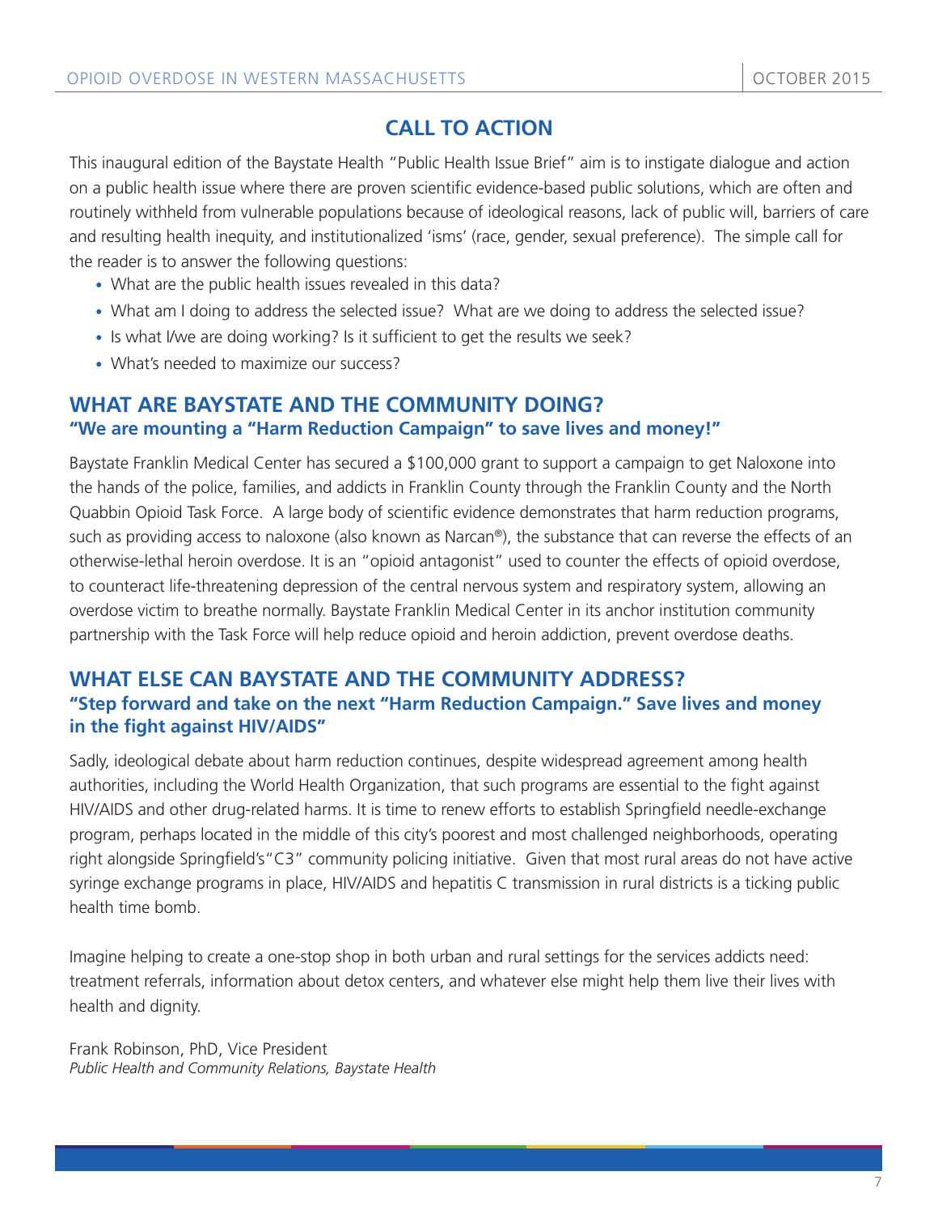## CALL TO ACTION

This inaugural edition of the Baystate Health "Public Health Issue Brief" aim is to instigate dialogue and action on a public health issue where there are proven scientific evidence-based public solutions, which are often and routinely withheld from vulnerable populations because of ideological reasons, lack of public will, barriers of care and resulting health inequity, and institutionalized 'isms' (race, gender, sexual preference). The simple call for the reader is to answer the following questions:

- What are the public health issues revealed in this data?
- What am I doing to address the selected issue? What are we doing to address the selected issue?
- Is what I/we are doing working? Is it sufficient to get the results we seek?
- What's needed to maximize our success?

## WHAT ARE BAYSTATE AND THE COMMUNITY DOING?

### "We are mounting a "Harm Reduction Campaign" to save lives and money!"

Baystate Franklin Medical Center has secured a $100,000 grant to support a campaign to get Naloxone into the hands of the police, families, and addicts in Franklin County through the Franklin County and the North Quabbin Opioid Task Force. A large body of scientific evidence demonstrates that harm reduction programs, such as providing access to naloxone (also known as Narcan®), the substance that can reverse the effects of an otherwise-lethal heroin overdose. It is an "opioid antagonist" used to counter the effects of opioid overdose, to counteract life-threatening depression of the central nervous system and respiratory system, allowing an overdose victim to breathe normally. Baystate Franklin Medical Center in its anchor institution community partnership with the Task Force will help reduce opioid and heroin addiction, prevent overdose deaths.

## WHAT ELSE CAN BAYSTATE AND THE COMMUNITY ADDRESS?

### "Step forward and take on the next "Harm Reduction Campaign." Save lives and money in the fight against HIV/AIDS"

Sadly, ideological debate about harm reduction continues, despite widespread agreement among health authorities, including the World Health Organization, that such programs are essential to the fight against HIV/AIDS and other drug-related harms. It is time to renew efforts to establish Springfield needle-exchange program, perhaps located in the middle of this city's poorest and most challenged neighborhoods, operating right alongside Springfield's"C3" community policing initiative. Given that most rural areas do not have active syringe exchange programs in place, HIV/AIDS and hepatitis C transmission in rural districts is a ticking public health time bomb.

Imagine helping to create a one-stop shop in both urban and rural settings for the services addicts need: treatment referrals, information about detox centers, and whatever else might help them live their lives with health and dignity.

Frank Robinson, PhD, Vice President
*Public Health and Community Relations, Baystate Health*